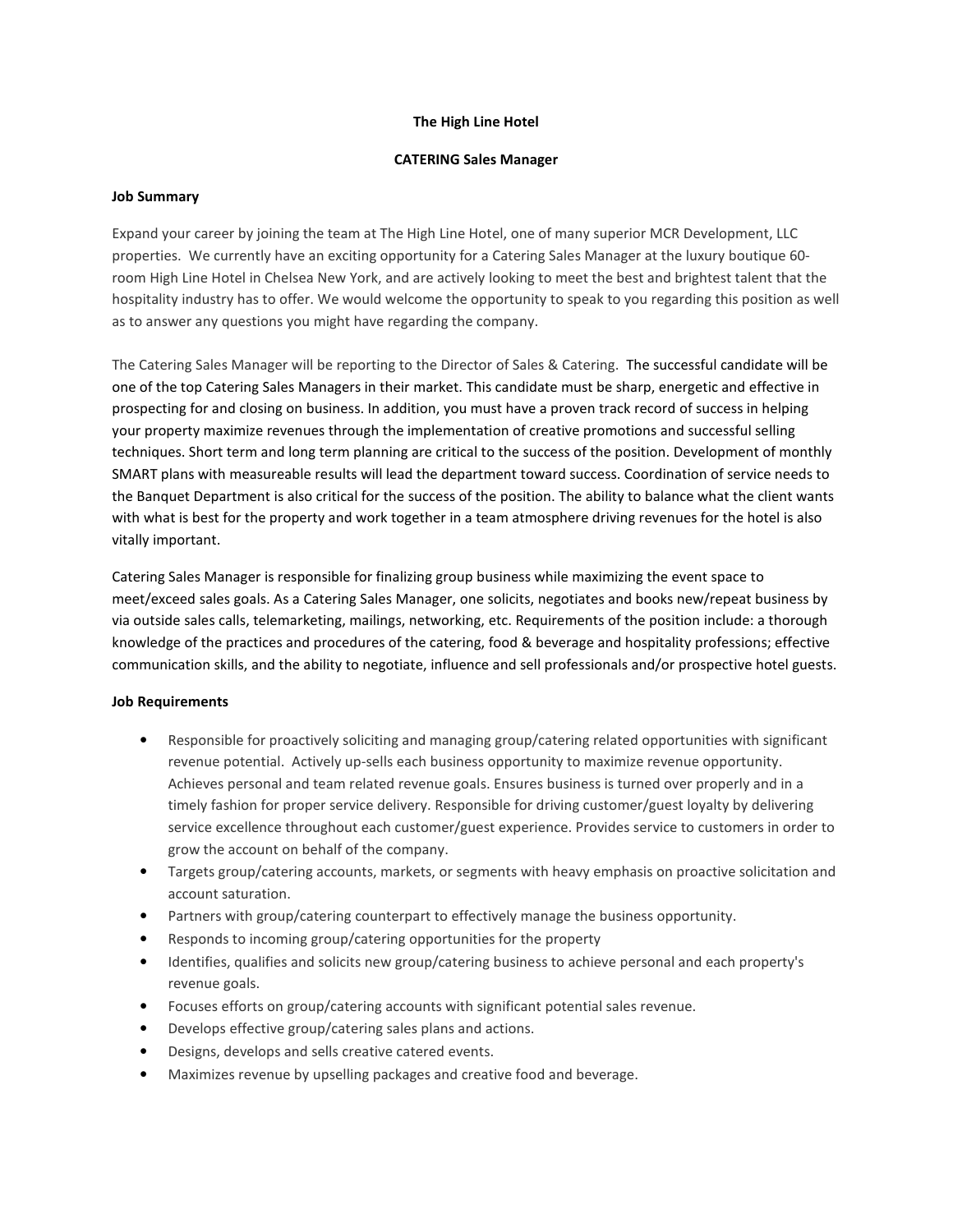# The High Line Hotel

## CATERING Sales Manager

### Job Summary

Expand your career by joining the team at The High Line Hotel, one of many superior MCR Development, LLC properties. We currently have an exciting opportunity for a Catering Sales Manager at the luxury boutique 60-room High Line Hotel in Chelsea New York, and are actively looking to meet the best and brightest talent that the hospitality industry has to offer. We would welcome the opportunity to speak to you regarding this position as well as to answer any questions you might have regarding the company.

The Catering Sales Manager will be reporting to the Director of Sales & Catering. The successful candidate will be one of the top Catering Sales Managers in their market. This candidate must be sharp, energetic and effective in prospecting for and closing on business. In addition, you must have a proven track record of success in helping your property maximize revenues through the implementation of creative promotions and successful selling techniques. Short term and long term planning are critical to the success of the position. Development of monthly SMART plans with measureable results will lead the department toward success. Coordination of service needs to the Banquet Department is also critical for the success of the position. The ability to balance what the client wants with what is best for the property and work together in a team atmosphere driving revenues for the hotel is also vitally important.

Catering Sales Manager is responsible for finalizing group business while maximizing the event space to meet/exceed sales goals. As a Catering Sales Manager, one solicits, negotiates and books new/repeat business by via outside sales calls, telemarketing, mailings, networking, etc. Requirements of the position include: a thorough knowledge of the practices and procedures of the catering, food & beverage and hospitality professions; effective communication skills, and the ability to negotiate, influence and sell professionals and/or prospective hotel guests.

### Job Requirements

- Responsible for proactively soliciting and managing group/catering related opportunities with significant revenue potential. Actively up-sells each business opportunity to maximize revenue opportunity. Achieves personal and team related revenue goals. Ensures business is turned over properly and in a timely fashion for proper service delivery. Responsible for driving customer/guest loyalty by delivering service excellence throughout each customer/guest experience. Provides service to customers in order to grow the account on behalf of the company.
- Targets group/catering accounts, markets, or segments with heavy emphasis on proactive solicitation and account saturation.
- Partners with group/catering counterpart to effectively manage the business opportunity.
- Responds to incoming group/catering opportunities for the property
- Identifies, qualifies and solicits new group/catering business to achieve personal and each property's revenue goals.
- Focuses efforts on group/catering accounts with significant potential sales revenue.
- Develops effective group/catering sales plans and actions.
- Designs, develops and sells creative catered events.
- Maximizes revenue by upselling packages and creative food and beverage.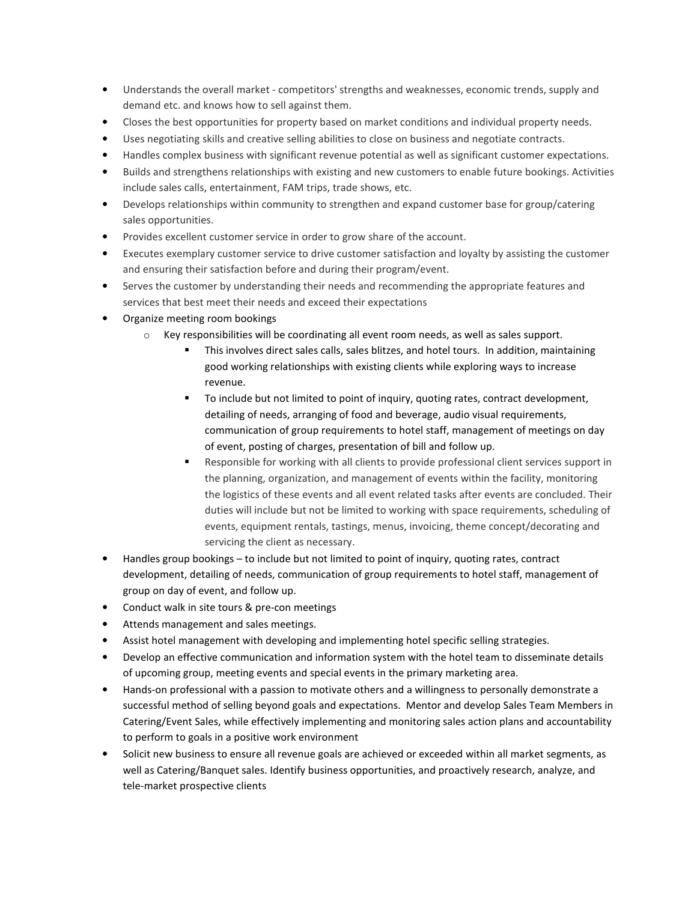- Understands the overall market - competitors' strengths and weaknesses, economic trends, supply and demand etc. and knows how to sell against them.
- Closes the best opportunities for property based on market conditions and individual property needs.
- Uses negotiating skills and creative selling abilities to close on business and negotiate contracts.
- Handles complex business with significant revenue potential as well as significant customer expectations.
- Builds and strengthens relationships with existing and new customers to enable future bookings. Activities include sales calls, entertainment, FAM trips, trade shows, etc.
- Develops relationships within community to strengthen and expand customer base for group/catering sales opportunities.
- Provides excellent customer service in order to grow share of the account.
- Executes exemplary customer service to drive customer satisfaction and loyalty by assisting the customer and ensuring their satisfaction before and during their program/event.
- Serves the customer by understanding their needs and recommending the appropriate features and services that best meet their needs and exceed their expectations
- Organize meeting room bookings
  - Key responsibilities will be coordinating all event room needs, as well as sales support.
    - This involves direct sales calls, sales blitzes, and hotel tours. In addition, maintaining good working relationships with existing clients while exploring ways to increase revenue.
    - To include but not limited to point of inquiry, quoting rates, contract development, detailing of needs, arranging of food and beverage, audio visual requirements, communication of group requirements to hotel staff, management of meetings on day of event, posting of charges, presentation of bill and follow up.
    - Responsible for working with all clients to provide professional client services support in the planning, organization, and management of events within the facility, monitoring the logistics of these events and all event related tasks after events are concluded. Their duties will include but not be limited to working with space requirements, scheduling of events, equipment rentals, tastings, menus, invoicing, theme concept/decorating and servicing the client as necessary.
- Handles group bookings – to include but not limited to point of inquiry, quoting rates, contract development, detailing of needs, communication of group requirements to hotel staff, management of group on day of event, and follow up.
- Conduct walk in site tours & pre-con meetings
- Attends management and sales meetings.
- Assist hotel management with developing and implementing hotel specific selling strategies.
- Develop an effective communication and information system with the hotel team to disseminate details of upcoming group, meeting events and special events in the primary marketing area.
- Hands-on professional with a passion to motivate others and a willingness to personally demonstrate a successful method of selling beyond goals and expectations. Mentor and develop Sales Team Members in Catering/Event Sales, while effectively implementing and monitoring sales action plans and accountability to perform to goals in a positive work environment
- Solicit new business to ensure all revenue goals are achieved or exceeded within all market segments, as well as Catering/Banquet sales. Identify business opportunities, and proactively research, analyze, and tele-market prospective clients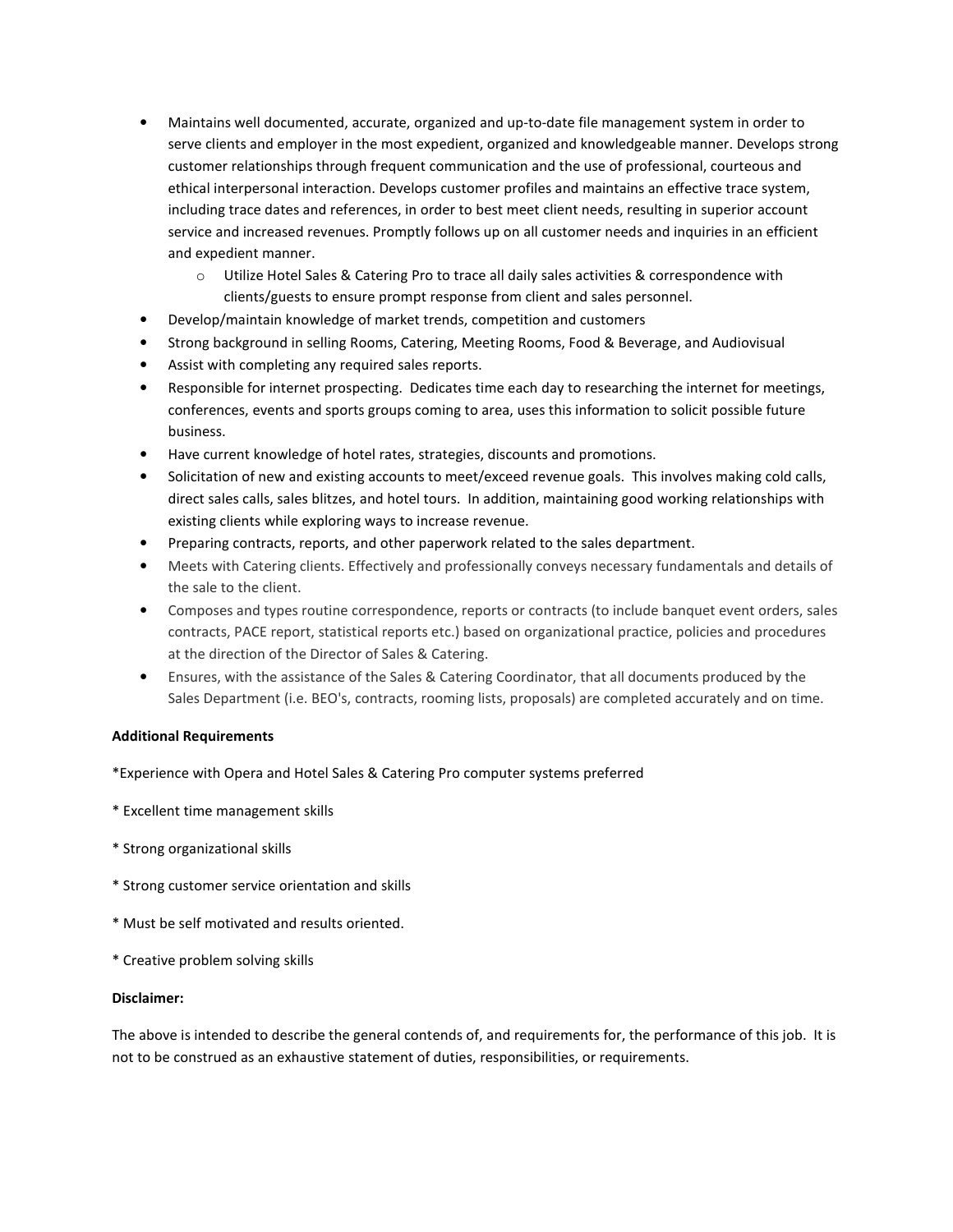- Maintains well documented, accurate, organized and up-to-date file management system in order to serve clients and employer in the most expedient, organized and knowledgeable manner. Develops strong customer relationships through frequent communication and the use of professional, courteous and ethical interpersonal interaction. Develops customer profiles and maintains an effective trace system, including trace dates and references, in order to best meet client needs, resulting in superior account service and increased revenues. Promptly follows up on all customer needs and inquiries in an efficient and expedient manner.
    - Utilize Hotel Sales & Catering Pro to trace all daily sales activities & correspondence with clients/guests to ensure prompt response from client and sales personnel.
- Develop/maintain knowledge of market trends, competition and customers
- Strong background in selling Rooms, Catering, Meeting Rooms, Food & Beverage, and Audiovisual
- Assist with completing any required sales reports.
- Responsible for internet prospecting. Dedicates time each day to researching the internet for meetings, conferences, events and sports groups coming to area, uses this information to solicit possible future business.
- Have current knowledge of hotel rates, strategies, discounts and promotions.
- Solicitation of new and existing accounts to meet/exceed revenue goals. This involves making cold calls, direct sales calls, sales blitzes, and hotel tours. In addition, maintaining good working relationships with existing clients while exploring ways to increase revenue.
- Preparing contracts, reports, and other paperwork related to the sales department.
- Meets with Catering clients. Effectively and professionally conveys necessary fundamentals and details of the sale to the client.
- Composes and types routine correspondence, reports or contracts (to include banquet event orders, sales contracts, PACE report, statistical reports etc.) based on organizational practice, policies and procedures at the direction of the Director of Sales & Catering.
- Ensures, with the assistance of the Sales & Catering Coordinator, that all documents produced by the Sales Department (i.e. BEO's, contracts, rooming lists, proposals) are completed accurately and on time.

**Additional Requirements**

*Experience with Opera and Hotel Sales & Catering Pro computer systems preferred

* Excellent time management skills

* Strong organizational skills

* Strong customer service orientation and skills

* Must be self motivated and results oriented.

* Creative problem solving skills

**Disclaimer:**

The above is intended to describe the general contends of, and requirements for, the performance of this job. It is not to be construed as an exhaustive statement of duties, responsibilities, or requirements.